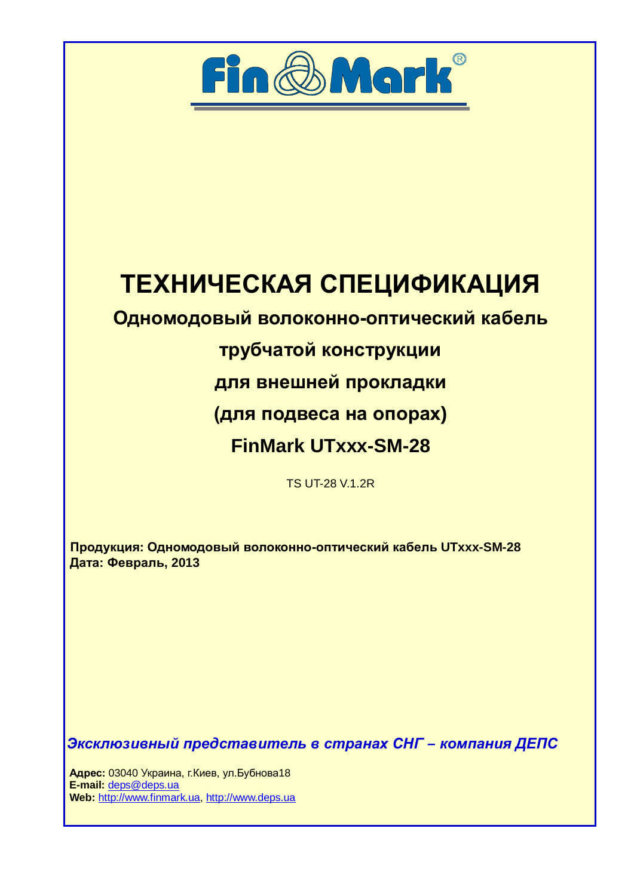Fin Mark®

# ТЕХНИЧЕСКАЯ СПЕЦИФИКАЦИЯ

## Одномодовый волоконно-оптический кабель

## трубчатой конструкции

## для внешней прокладки

## (для подвеса на опорах)

## FinMark UTxxx-SM-28

TS UT-28 V.1.2R

**Продукция: Одномодовый волоконно-оптический кабель UTxxx-SM-28**
**Дата: Февраль, 2013**

***Эксклюзивный представитель в странах СНГ – компания ДЕПС***

**Адрес:** 03040 Украина, г.Киев, ул.Бубнова18
**E-mail:** deps@deps.ua
**Web:** http://www.finmark.ua, http://www.deps.ua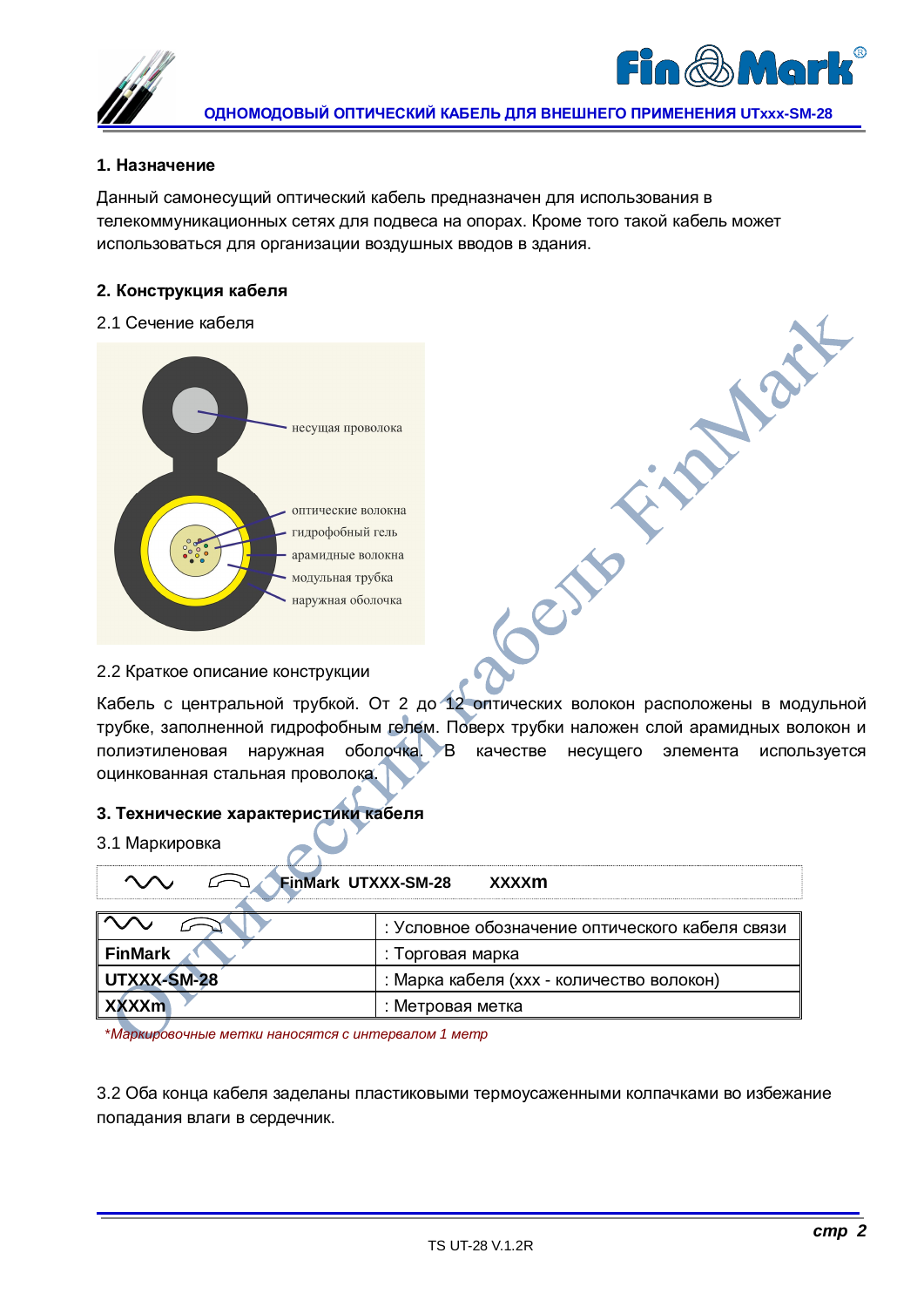## 1. Назначение

Данный самонесущий оптический кабель предназначен для использования в телекоммуникационных сетях для подвеса на опорах. Кроме того такой кабель может использоваться для организации воздушных вводов в здания.

## 2. Конструкция кабеля

2.1 Сечение кабеля

несущая проволока

оптические волокна

гидрофобный гель

арамидные волокна

модульная трубка

наружная оболочка

2.2 Краткое описание конструкции

Кабель с центральной трубкой. От 2 до 12 оптических волокон расположены в модульной трубке, заполненной гидрофобным гелем. Поверх трубки наложен слой арамидных волокон и полиэтиленовая наружная оболочка. В качестве несущего элемента используется оцинкованная стальная проволока.

## 3. Технические характеристики кабеля

3.1 Маркировка

**FinMark UTXXX-SM-28 XXXXm**

| | |
|---|---|
| (символы) | : Условное обозначение оптического кабеля связи |
| **FinMark** | : Торговая марка |
| **UTXXX-SM-28** | : Марка кабеля (xxx - количество волокон) |
| **XXXXm** | : Метровая метка |

*\*Маркировочные метки наносятся с интервалом 1 метр*

3.2 Оба конца кабеля заделаны пластиковыми термоусаженными колпачками во избежание попадания влаги в сердечник.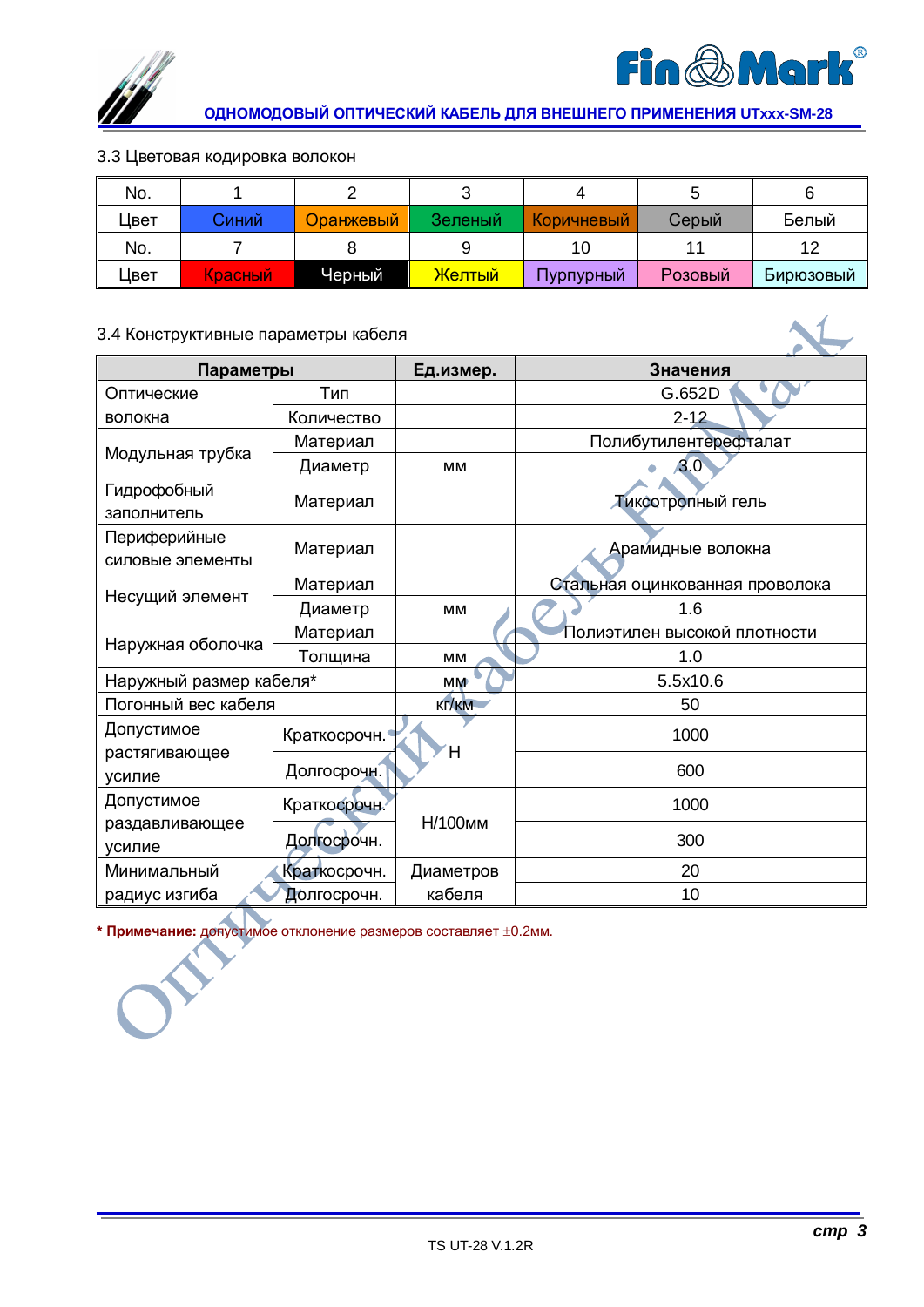## 3.3 Цветовая кодировка волокон

| No. | 1 | 2 | 3 | 4 | 5 | 6 |
|---|---|---|---|---|---|---|
| Цвет | Синий | Оранжевый | Зеленый | Коричневый | Серый | Белый |
| No. | 7 | 8 | 9 | 10 | 11 | 12 |
| Цвет | Красный | Черный | Желтый | Пурпурный | Розовый | Бирюзовый |

## 3.4 Конструктивные параметры кабеля

| Параметры | | Ед.измер. | Значения |
|---|---|---|---|
| Оптические волокна | Тип | | G.652D |
| | Количество | | 2-12 |
| Модульная трубка | Материал | | Полибутилентерефталат |
| | Диаметр | мм | 3.0 |
| Гидрофобный заполнитель | Материал | | Тиксотропный гель |
| Периферийные силовые элементы | Материал | | Арамидные волокна |
| Несущий элемент | Материал | | Стальная оцинкованная проволока |
| | Диаметр | мм | 1.6 |
| Наружная оболочка | Материал | | Полиэтилен высокой плотности |
| | Толщина | мм | 1.0 |
| Наружный размер кабеля* | | мм | 5.5x10.6 |
| Погонный вес кабеля | | кг/км | 50 |
| Допустимое растягивающее усилие | Краткосрочн. | Н | 1000 |
| | Долгосрочн. | | 600 |
| Допустимое раздавливающее усилие | Краткосрочн. | Н/100мм | 1000 |
| | Долгосрочн. | | 300 |
| Минимальный радиус изгиба | Краткосрочн. | Диаметров кабеля | 20 |
| | Долгосрочн. | | 10 |

**\* Примечание:** допустимое отклонение размеров составляет ±0.2мм.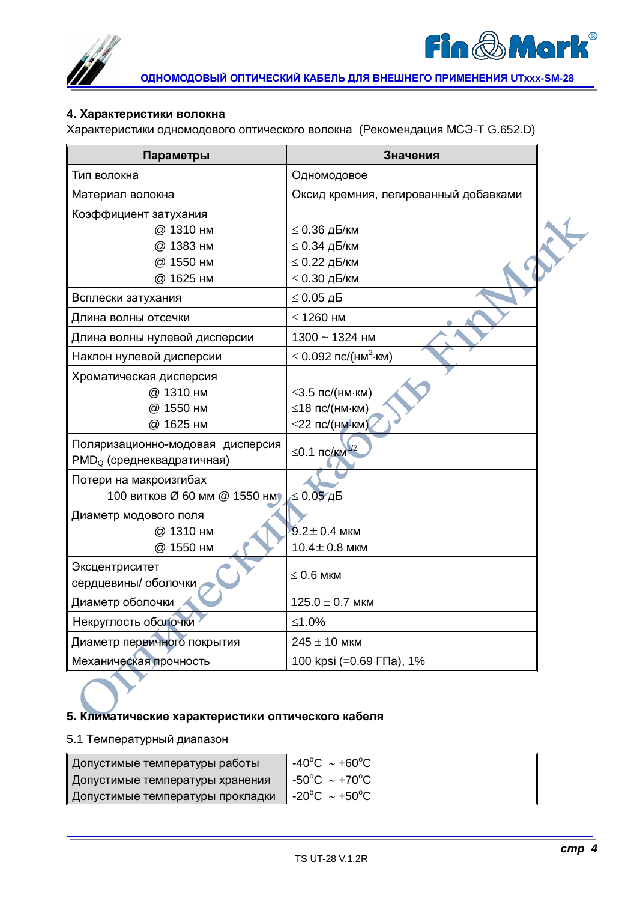## 4. Характеристики волокна

Характеристики одномодового оптического волокна (Рекомендация МСЭ-Т G.652.D)

| Параметры | Значения |
|---|---|
| Тип волокна | Одномодовое |
| Материал волокна | Оксид кремния, легированный добавками |
| Коэффициент затухания<br>@ 1310 нм<br>@ 1383 нм<br>@ 1550 нм<br>@ 1625 нм | <br>≤ 0.36 дБ/км<br>≤ 0.34 дБ/км<br>≤ 0.22 дБ/км<br>≤ 0.30 дБ/км |
| Всплески затухания | ≤ 0.05 дБ |
| Длина волны отсечки | ≤ 1260 нм |
| Длина волны нулевой дисперсии | 1300 ~ 1324 нм |
| Наклон нулевой дисперсии | ≤ 0.092 пс/(нм$^2$·км) |
| Хроматическая дисперсия<br>@ 1310 нм<br>@ 1550 нм<br>@ 1625 нм | <br>≤3.5 пс/(нм·км)<br>≤18 пс/(нм·км)<br>≤22 пс/(нм·км) |
| Поляризационно-модовая дисперсия $PMD_Q$ (среднеквадратичная) | ≤0.1 пс/км$^{1/2}$ |
| Потери на макроизгибах<br>100 витков Ø 60 мм @ 1550 нм | <br>≤ 0.05 дБ |
| Диаметр модового поля<br>@ 1310 нм<br>@ 1550 нм | <br>9.2± 0.4 мкм<br>10.4± 0.8 мкм |
| Эксцентриситет сердцевины/ оболочки | ≤ 0.6 мкм |
| Диаметр оболочки | 125.0 ± 0.7 мкм |
| Некруглость оболочки | ≤1.0% |
| Диаметр первичного покрытия | 245 ± 10 мкм |
| Механическая прочность | 100 kpsi (=0.69 ГПа), 1% |

## 5. Климатические характеристики оптического кабеля

5.1 Температурный диапазон

| | |
|---|---|
| Допустимые температуры работы | -40°C ~ +60°C |
| Допустимые температуры хранения | -50°C ~ +70°C |
| Допустимые температуры прокладки | -20°C ~ +50°C |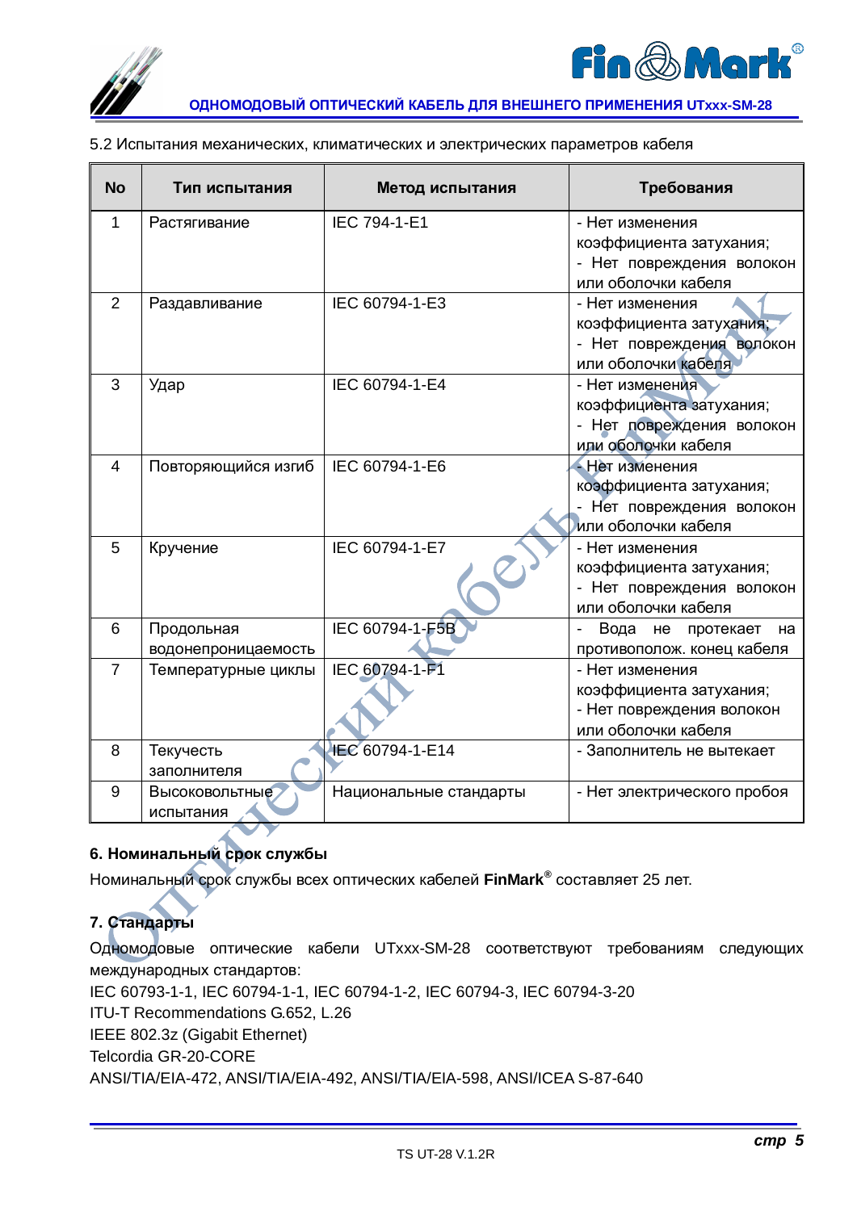5.2 Испытания механических, климатических и электрических параметров кабеля

| No | Тип испытания | Метод испытания | Требования |
|---|---|---|---|
| 1 | Растягивание | IEC 794-1-E1 | - Нет изменения коэффициента затухания; - Нет повреждения волокон или оболочки кабеля |
| 2 | Раздавливание | IEC 60794-1-E3 | - Нет изменения коэффициента затухания; - Нет повреждения волокон или оболочки кабеля |
| 3 | Удар | IEC 60794-1-E4 | - Нет изменения коэффициента затухания; - Нет повреждения волокон или оболочки кабеля |
| 4 | Повторяющийся изгиб | IEC 60794-1-E6 | - Нет изменения коэффициента затухания; - Нет повреждения волокон или оболочки кабеля |
| 5 | Кручение | IEC 60794-1-E7 | - Нет изменения коэффициента затухания; - Нет повреждения волокон или оболочки кабеля |
| 6 | Продольная водонепроницаемость | IEC 60794-1-F5B | - Вода не протекает на противополож. конец кабеля |
| 7 | Температурные циклы | IEC 60794-1-F1 | - Нет изменения коэффициента затухания; - Нет повреждения волокон или оболочки кабеля |
| 8 | Текучесть заполнителя | IEC 60794-1-E14 | - Заполнитель не вытекает |
| 9 | Высоковольтные испытания | Национальные стандарты | - Нет электрического пробоя |

## 6. Номинальный срок службы

Номинальный срок службы всех оптических кабелей **FinMark**® составляет 25 лет.

## 7. Стандарты

Одномодовые оптические кабели UTxxx-SM-28 соответствуют требованиям следующих международных стандартов:

IEC 60793-1-1, IEC 60794-1-1, IEC 60794-1-2, IEC 60794-3, IEC 60794-3-20  
ITU-T Recommendations G.652, L.26  
IEEE 802.3z (Gigabit Ethernet)  
Telcordia GR-20-CORE  
ANSI/TIA/EIA-472, ANSI/TIA/EIA-492, ANSI/TIA/EIA-598, ANSI/ICEA S-87-640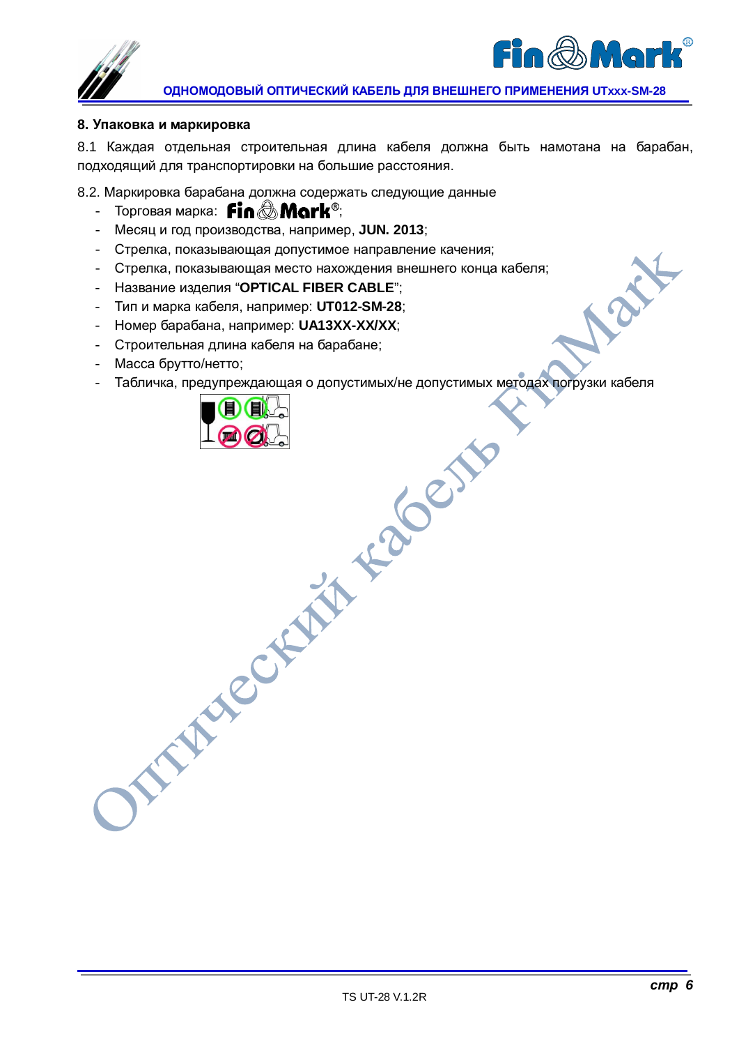## 8. Упаковка и маркировка

8.1 Каждая отдельная строительная длина кабеля должна быть намотана на барабан, подходящий для транспортировки на большие расстояния.

8.2. Маркировка барабана должна содержать следующие данные

- Торговая марка: **FinMark®**;
- Месяц и год производства, например, **JUN. 2013**;
- Стрелка, показывающая допустимое направление качения;
- Стрелка, показывающая место нахождения внешнего конца кабеля;
- Название изделия "**OPTICAL FIBER CABLE**";
- Тип и марка кабеля, например: **UT012-SM-28**;
- Номер барабана, например: **UA13XX-XX/XX**;
- Строительная длина кабеля на барабане;
- Масса брутто/нетто;
- Табличка, предупреждающая о допустимых/не допустимых методах погрузки кабеля